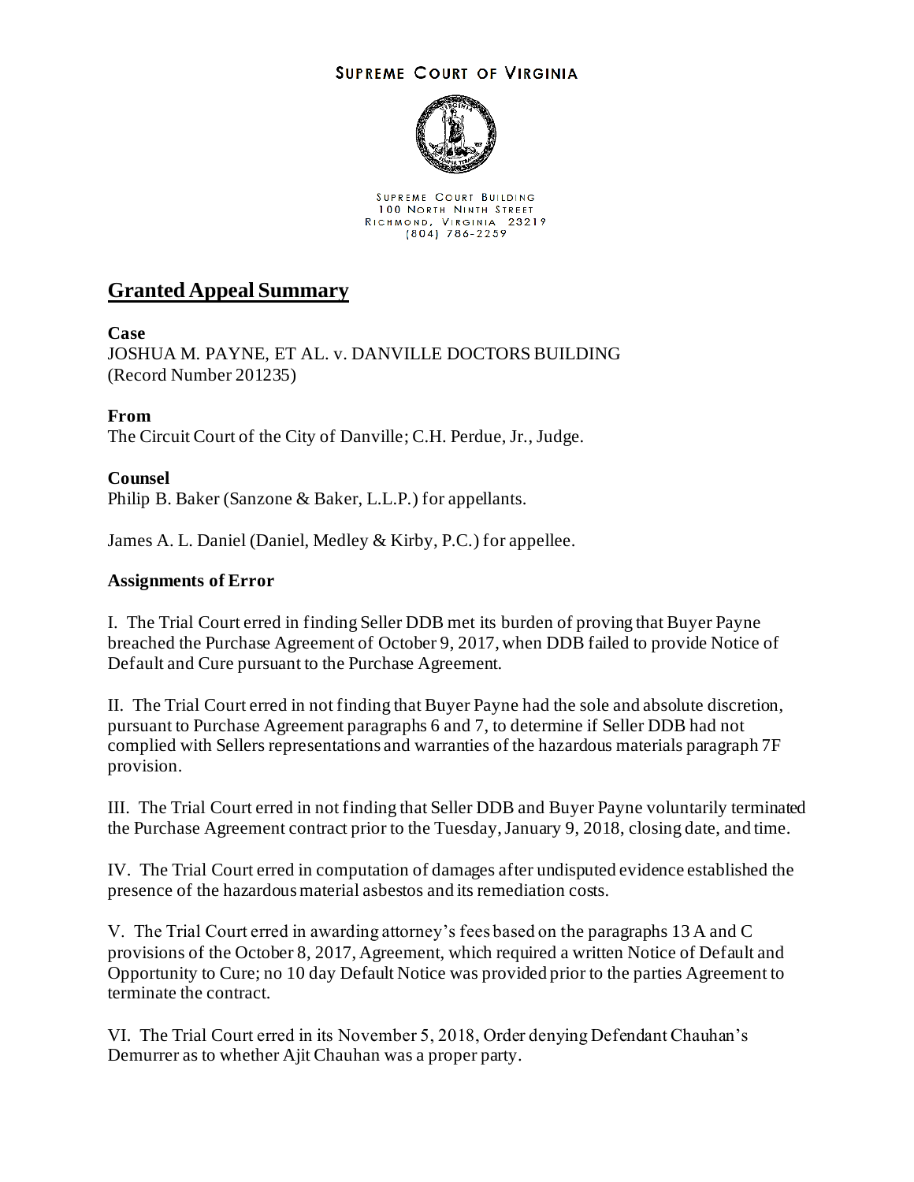SUPREME COURT OF VIRGINIA

SUPREME COURT BUILDING
100 NORTH NINTH STREET
RICHMOND, VIRGINIA 23219
(804) 786-2259

## Granted Appeal Summary

**Case**
JOSHUA M. PAYNE, ET AL. v. DANVILLE DOCTORS BUILDING
(Record Number 201235)

**From**
The Circuit Court of the City of Danville; C.H. Perdue, Jr., Judge.

**Counsel**
Philip B. Baker (Sanzone & Baker, L.L.P.) for appellants.

James A. L. Daniel (Daniel, Medley & Kirby, P.C.) for appellee.

**Assignments of Error**

I. The Trial Court erred in finding Seller DDB met its burden of proving that Buyer Payne breached the Purchase Agreement of October 9, 2017, when DDB failed to provide Notice of Default and Cure pursuant to the Purchase Agreement.

II. The Trial Court erred in not finding that Buyer Payne had the sole and absolute discretion, pursuant to Purchase Agreement paragraphs 6 and 7, to determine if Seller DDB had not complied with Sellers representations and warranties of the hazardous materials paragraph 7F provision.

III. The Trial Court erred in not finding that Seller DDB and Buyer Payne voluntarily terminated the Purchase Agreement contract prior to the Tuesday, January 9, 2018, closing date, and time.

IV. The Trial Court erred in computation of damages after undisputed evidence established the presence of the hazardous material asbestos and its remediation costs.

V. The Trial Court erred in awarding attorney's fees based on the paragraphs 13 A and C provisions of the October 8, 2017, Agreement, which required a written Notice of Default and Opportunity to Cure; no 10 day Default Notice was provided prior to the parties Agreement to terminate the contract.

VI. The Trial Court erred in its November 5, 2018, Order denying Defendant Chauhan's Demurrer as to whether Ajit Chauhan was a proper party.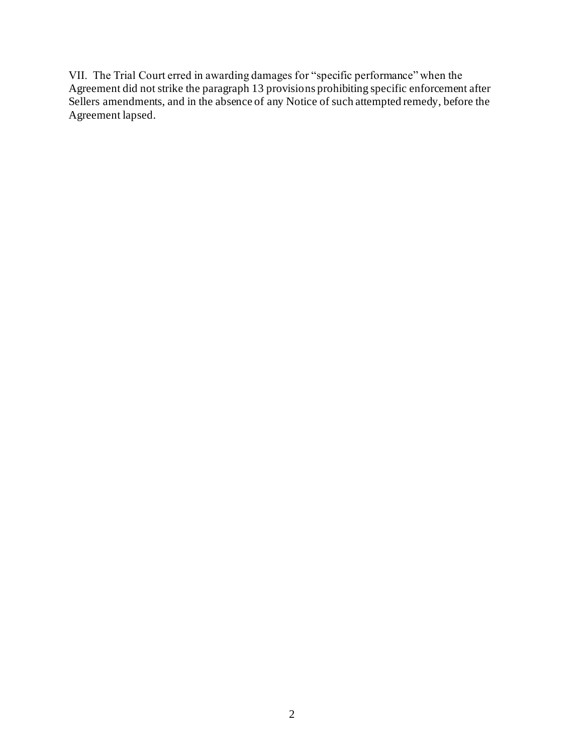VII. The Trial Court erred in awarding damages for "specific performance" when the Agreement did not strike the paragraph 13 provisions prohibiting specific enforcement after Sellers amendments, and in the absence of any Notice of such attempted remedy, before the Agreement lapsed.